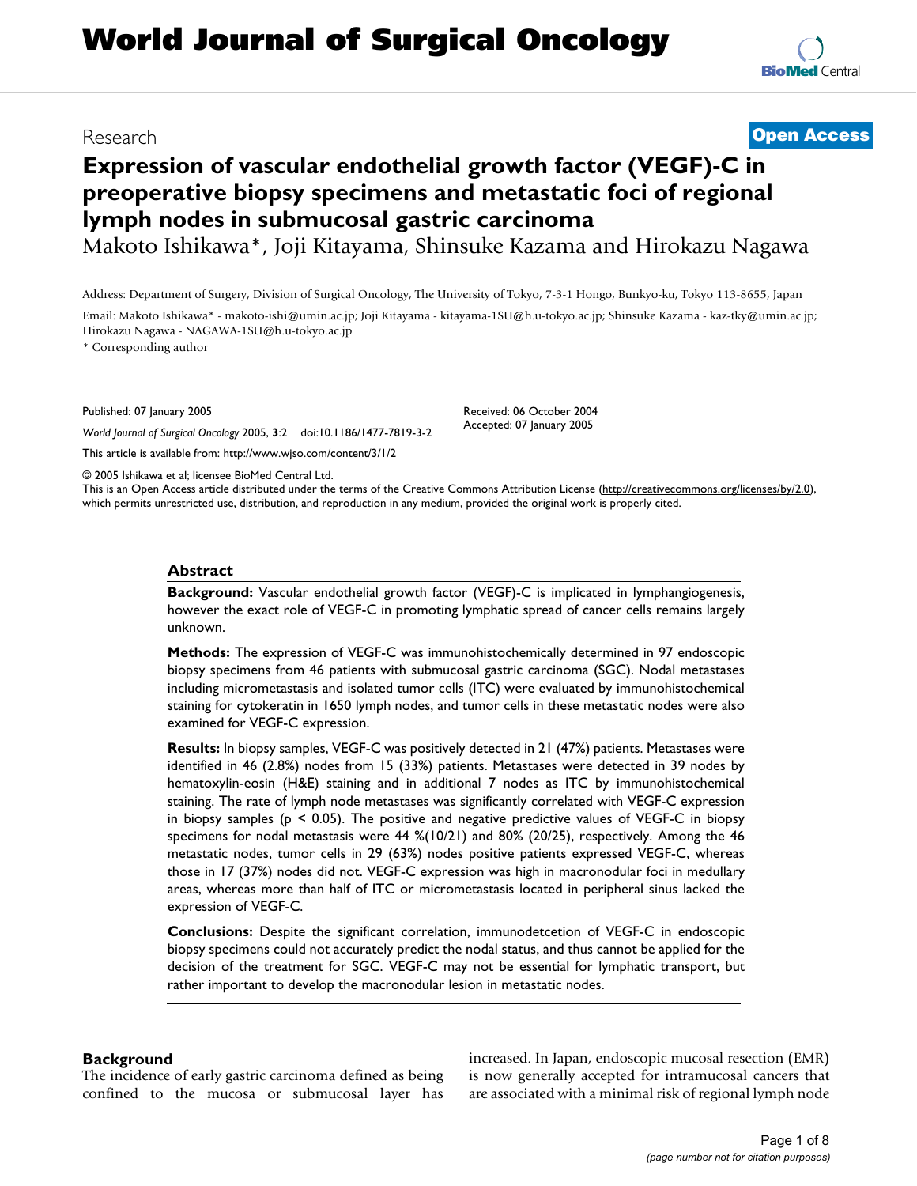# World Journal of Surgical Oncology

Research

**Open Access**

# Expression of vascular endothelial growth factor (VEGF)-C in preoperative biopsy specimens and metastatic foci of regional lymph nodes in submucosal gastric carcinoma

Makoto Ishikawa*, Joji Kitayama, Shinsuke Kazama and Hirokazu Nagawa

Address: Department of Surgery, Division of Surgical Oncology, The University of Tokyo, 7-3-1 Hongo, Bunkyo-ku, Tokyo 113-8655, Japan

Email: Makoto Ishikawa* - makoto-ishi@umin.ac.jp; Joji Kitayama - kitayama-1SU@h.u-tokyo.ac.jp; Shinsuke Kazama - kaz-tky@umin.ac.jp; Hirokazu Nagawa - NAGAWA-1SU@h.u-tokyo.ac.jp

* Corresponding author

Published: 07 January 2005

*World Journal of Surgical Oncology* 2005, **3**:2 doi:10.1186/1477-7819-3-2

This article is available from: http://www.wjso.com/content/3/1/2

Received: 06 October 2004
Accepted: 07 January 2005

© 2005 Ishikawa et al; licensee BioMed Central Ltd.
This is an Open Access article distributed under the terms of the Creative Commons Attribution License (http://creativecommons.org/licenses/by/2.0), which permits unrestricted use, distribution, and reproduction in any medium, provided the original work is properly cited.

## Abstract

**Background:** Vascular endothelial growth factor (VEGF)-C is implicated in lymphangiogenesis, however the exact role of VEGF-C in promoting lymphatic spread of cancer cells remains largely unknown.

**Methods:** The expression of VEGF-C was immunohistochemically determined in 97 endoscopic biopsy specimens from 46 patients with submucosal gastric carcinoma (SGC). Nodal metastases including micrometastasis and isolated tumor cells (ITC) were evaluated by immunohistochemical staining for cytokeratin in 1650 lymph nodes, and tumor cells in these metastatic nodes were also examined for VEGF-C expression.

**Results:** In biopsy samples, VEGF-C was positively detected in 21 (47%) patients. Metastases were identified in 46 (2.8%) nodes from 15 (33%) patients. Metastases were detected in 39 nodes by hematoxylin-eosin (H&E) staining and in additional 7 nodes as ITC by immunohistochemical staining. The rate of lymph node metastases was significantly correlated with VEGF-C expression in biopsy samples ($p < 0.05$). The positive and negative predictive values of VEGF-C in biopsy specimens for nodal metastasis were 44 %(10/21) and 80% (20/25), respectively. Among the 46 metastatic nodes, tumor cells in 29 (63%) nodes positive patients expressed VEGF-C, whereas those in 17 (37%) nodes did not. VEGF-C expression was high in macronodular foci in medullary areas, whereas more than half of ITC or micrometastasis located in peripheral sinus lacked the expression of VEGF-C.

**Conclusions:** Despite the significant correlation, immunodetcetion of VEGF-C in endoscopic biopsy specimens could not accurately predict the nodal status, and thus cannot be applied for the decision of the treatment for SGC. VEGF-C may not be essential for lymphatic transport, but rather important to develop the macronodular lesion in metastatic nodes.

## Background

The incidence of early gastric carcinoma defined as being confined to the mucosa or submucosal layer has increased. In Japan, endoscopic mucosal resection (EMR) is now generally accepted for intramucosal cancers that are associated with a minimal risk of regional lymph node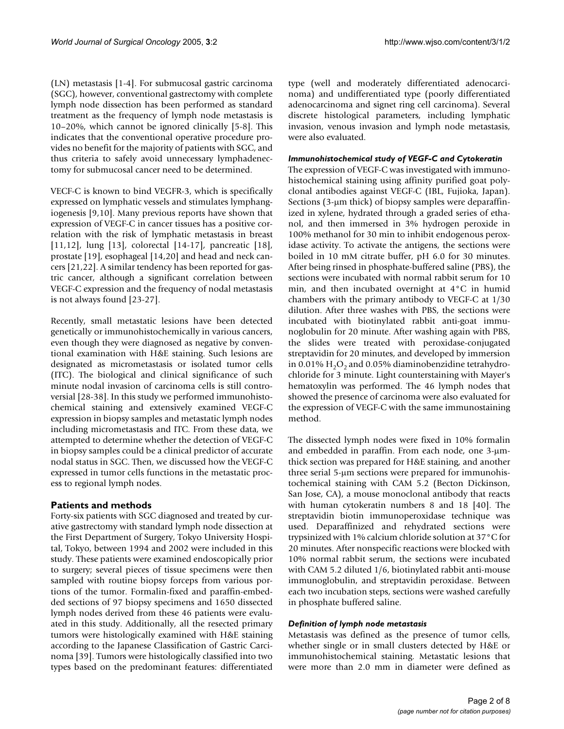(LN) metastasis [1-4]. For submucosal gastric carcinoma (SGC), however, conventional gastrectomy with complete lymph node dissection has been performed as standard treatment as the frequency of lymph node metastasis is 10–20%, which cannot be ignored clinically [5-8]. This indicates that the conventional operative procedure provides no benefit for the majority of patients with SGC, and thus criteria to safely avoid unnecessary lymphadenectomy for submucosal cancer need to be determined.

VECF-C is known to bind VEGFR-3, which is specifically expressed on lymphatic vessels and stimulates lymphangiogenesis [9,10]. Many previous reports have shown that expression of VEGF-C in cancer tissues has a positive correlation with the risk of lymphatic metastasis in breast [11,12], lung [13], colorectal [14-17], pancreatic [18], prostate [19], esophageal [14,20] and head and neck cancers [21,22]. A similar tendency has been reported for gastric cancer, although a significant correlation between VEGF-C expression and the frequency of nodal metastasis is not always found [23-27].

Recently, small metastatic lesions have been detected genetically or immunohistochemically in various cancers, even though they were diagnosed as negative by conventional examination with H&E staining. Such lesions are designated as micrometastasis or isolated tumor cells (ITC). The biological and clinical significance of such minute nodal invasion of carcinoma cells is still controversial [28-38]. In this study we performed immunohistochemical staining and extensively examined VEGF-C expression in biopsy samples and metastatic lymph nodes including micrometastasis and ITC. From these data, we attempted to determine whether the detection of VEGF-C in biopsy samples could be a clinical predictor of accurate nodal status in SGC. Then, we discussed how the VEGF-C expressed in tumor cells functions in the metastatic process to regional lymph nodes.

## Patients and methods

Forty-six patients with SGC diagnosed and treated by curative gastrectomy with standard lymph node dissection at the First Department of Surgery, Tokyo University Hospital, Tokyo, between 1994 and 2002 were included in this study. These patients were examined endoscopically prior to surgery; several pieces of tissue specimens were then sampled with routine biopsy forceps from various portions of the tumor. Formalin-fixed and paraffin-embedded sections of 97 biopsy specimens and 1650 dissected lymph nodes derived from these 46 patients were evaluated in this study. Additionally, all the resected primary tumors were histologically examined with H&E staining according to the Japanese Classification of Gastric Carcinoma [39]. Tumors were histologically classified into two types based on the predominant features: differentiated type (well and moderately differentiated adenocarcinoma) and undifferentiated type (poorly differentiated adenocarcinoma and signet ring cell carcinoma). Several discrete histological parameters, including lymphatic invasion, venous invasion and lymph node metastasis, were also evaluated.

### *Immunohistochemical study of VEGF-C and Cytokeratin*

The expression of VEGF-C was investigated with immunohistochemical staining using affinity purified goat polyclonal antibodies against VEGF-C (IBL, Fujioka, Japan). Sections (3-μm thick) of biopsy samples were deparaffinized in xylene, hydrated through a graded series of ethanol, and then immersed in 3% hydrogen peroxide in 100% methanol for 30 min to inhibit endogenous peroxidase activity. To activate the antigens, the sections were boiled in 10 mM citrate buffer, pH 6.0 for 30 minutes. After being rinsed in phosphate-buffered saline (PBS), the sections were incubated with normal rabbit serum for 10 min, and then incubated overnight at 4°C in humid chambers with the primary antibody to VEGF-C at 1/30 dilution. After three washes with PBS, the sections were incubated with biotinylated rabbit anti-goat immunoglobulin for 20 minute. After washing again with PBS, the slides were treated with peroxidase-conjugated streptavidin for 20 minutes, and developed by immersion in 0.01% $H_2O_2$ and 0.05% diaminobenzidine tetrahydrochloride for 3 minute. Light counterstaining with Mayer's hematoxylin was performed. The 46 lymph nodes that showed the presence of carcinoma were also evaluated for the expression of VEGF-C with the same immunostaining method.

The dissected lymph nodes were fixed in 10% formalin and embedded in paraffin. From each node, one 3-μm-thick section was prepared for H&E staining, and another three serial 5-μm sections were prepared for immunohistochemical staining with CAM 5.2 (Becton Dickinson, San Jose, CA), a mouse monoclonal antibody that reacts with human cytokeratin numbers 8 and 18 [40]. The streptavidin biotin immunoperoxidase technique was used. Deparaffinized and rehydrated sections were trypsinized with 1% calcium chloride solution at 37°C for 20 minutes. After nonspecific reactions were blocked with 10% normal rabbit serum, the sections were incubated with CAM 5.2 diluted 1/6, biotinylated rabbit anti-mouse immunoglobulin, and streptavidin peroxidase. Between each two incubation steps, sections were washed carefully in phosphate buffered saline.

### *Definition of lymph node metastasis*

Metastasis was defined as the presence of tumor cells, whether single or in small clusters detected by H&E or immunohistochemical staining. Metastatic lesions that were more than 2.0 mm in diameter were defined as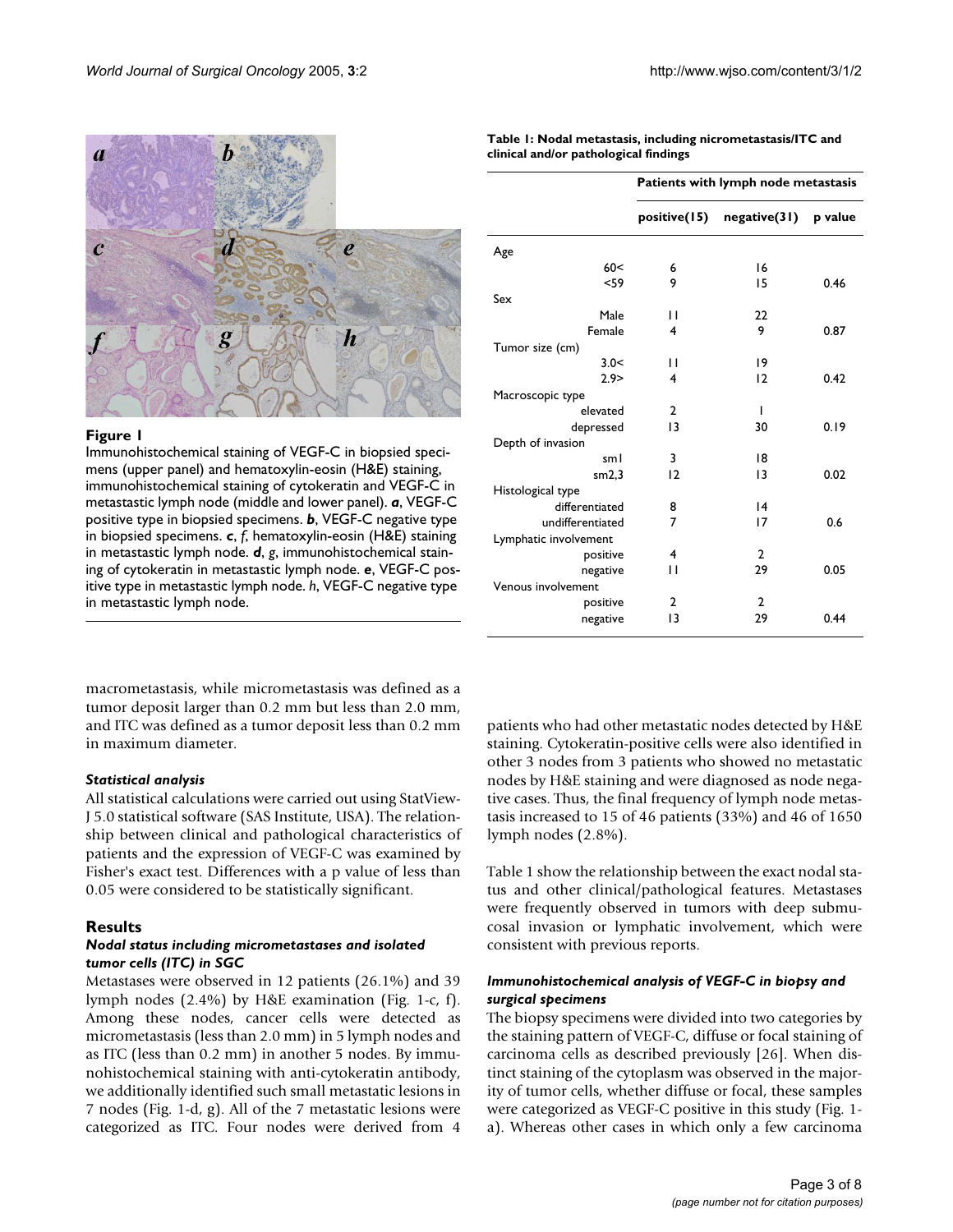**Figure 1**

Immunohistochemical staining of VEGF-C in biopsied specimens (upper panel) and hematoxylin-eosin (H&E) staining, immunohistochemical staining of cytokeratin and VEGF-C in metastastic lymph node (middle and lower panel). ***a***, VEGF-C positive type in biopsied specimens. ***b***, VEGF-C negative type in biopsied specimens. ***c***, *f*, hematoxylin-eosin (H&E) staining in metastastic lymph node. ***d***, *g*, immunohistochemical staining of cytokeratin in metastastic lymph node. ***e***, VEGF-C positive type in metastastic lymph node. *h*, VEGF-C negative type in metastastic lymph node.

**Table 1: Nodal metastasis, including nicrometastasis/ITC and clinical and/or pathological findings**

| | Patients with lymph node metastasis | | |
|---|---|---|---|
| | positive(15) | negative(31) | p value |
| Age | | | |
| 60< | 6 | 16 | |
| <59 | 9 | 15 | 0.46 |
| Sex | | | |
| Male | 11 | 22 | |
| Female | 4 | 9 | 0.87 |
| Tumor size (cm) | | | |
| 3.0< | 11 | 19 | |
| 2.9> | 4 | 12 | 0.42 |
| Macroscopic type | | | |
| elevated | 2 | 1 | |
| depressed | 13 | 30 | 0.19 |
| Depth of invasion | | | |
| sm1 | 3 | 18 | |
| sm2,3 | 12 | 13 | 0.02 |
| Histological type | | | |
| differentiated | 8 | 14 | |
| undifferentiated | 7 | 17 | 0.6 |
| Lymphatic involvement | | | |
| positive | 4 | 2 | |
| negative | 11 | 29 | 0.05 |
| Venous involvement | | | |
| positive | 2 | 2 | |
| negative | 13 | 29 | 0.44 |

macrometastasis, while micrometastasis was defined as a tumor deposit larger than 0.2 mm but less than 2.0 mm, and ITC was defined as a tumor deposit less than 0.2 mm in maximum diameter.

### *Statistical analysis*

All statistical calculations were carried out using StatView-J 5.0 statistical software (SAS Institute, USA). The relationship between clinical and pathological characteristics of patients and the expression of VEGF-C was examined by Fisher's exact test. Differences with a p value of less than 0.05 were considered to be statistically significant.

## Results

### *Nodal status including micrometastases and isolated tumor cells (ITC) in SGC*

Metastases were observed in 12 patients (26.1%) and 39 lymph nodes (2.4%) by H&E examination (Fig. 1-c, f). Among these nodes, cancer cells were detected as micrometastasis (less than 2.0 mm) in 5 lymph nodes and as ITC (less than 0.2 mm) in another 5 nodes. By immunohistochemical staining with anti-cytokeratin antibody, we additionally identified such small metastatic lesions in 7 nodes (Fig. 1-d, g). All of the 7 metastatic lesions were categorized as ITC. Four nodes were derived from 4 patients who had other metastatic nodes detected by H&E staining. Cytokeratin-positive cells were also identified in other 3 nodes from 3 patients who showed no metastatic nodes by H&E staining and were diagnosed as node negative cases. Thus, the final frequency of lymph node metastasis increased to 15 of 46 patients (33%) and 46 of 1650 lymph nodes (2.8%).

Table 1 show the relationship between the exact nodal status and other clinical/pathological features. Metastases were frequently observed in tumors with deep submucosal invasion or lymphatic involvement, which were consistent with previous reports.

### *Immunohistochemical analysis of VEGF-C in biopsy and surgical specimens*

The biopsy specimens were divided into two categories by the staining pattern of VEGF-C, diffuse or focal staining of carcinoma cells as described previously [26]. When distinct staining of the cytoplasm was observed in the majority of tumor cells, whether diffuse or focal, these samples were categorized as VEGF-C positive in this study (Fig. 1-a). Whereas other cases in which only a few carcinoma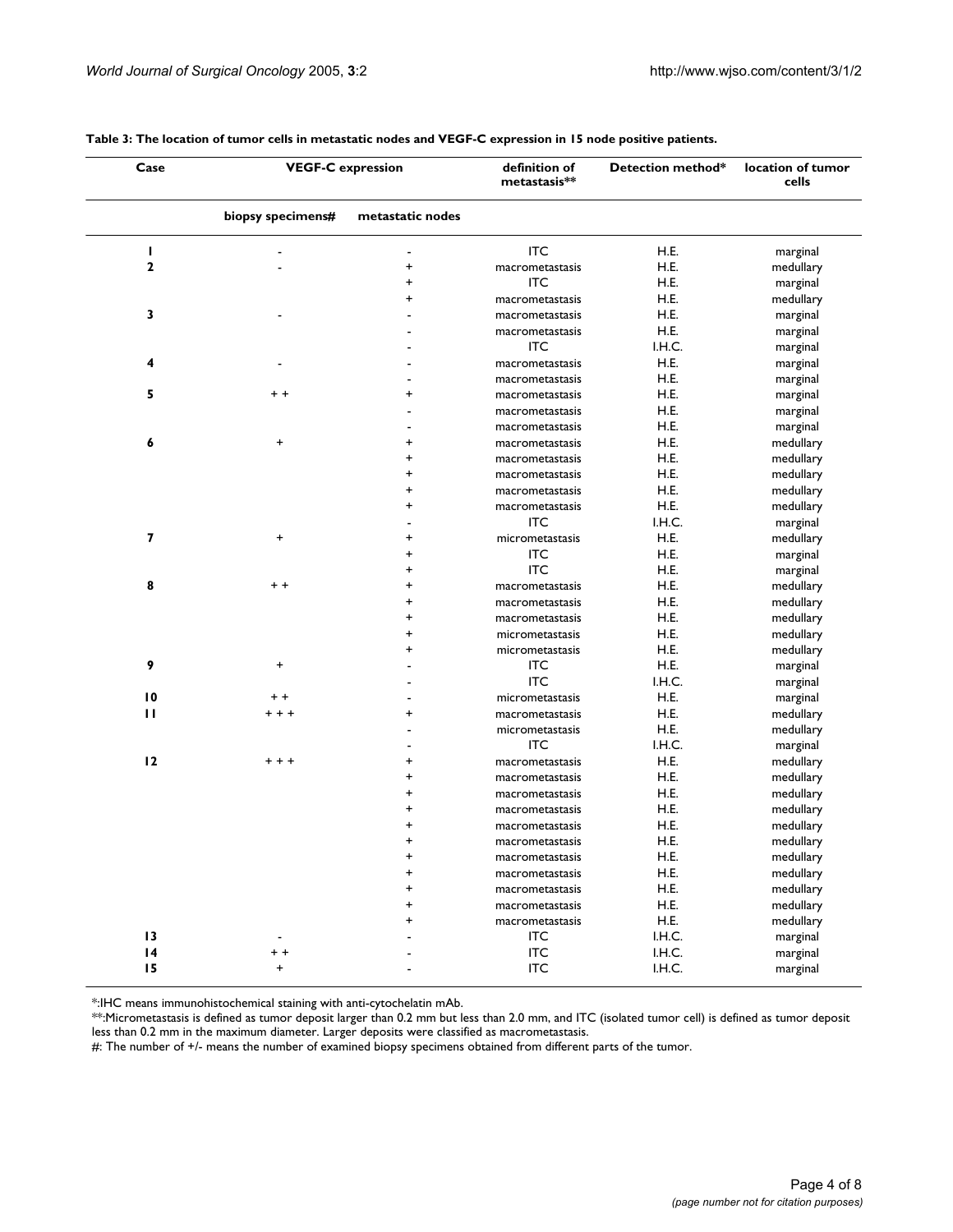**Table 3: The location of tumor cells in metastatic nodes and VEGF-C expression in 15 node positive patients.**

| Case | VEGF-C expression | | definition of metastasis** | Detection method* | location of tumor cells |
|---|---|---|---|---|---|
| | biopsy specimens# | metastatic nodes | | | |
| 1 | - | - | ITC | H.E. | marginal |
| 2 | - | + | macrometastasis | H.E. | medullary |
| | | + | ITC | H.E. | marginal |
| | | + | macrometastasis | H.E. | medullary |
| 3 | - | - | macrometastasis | H.E. | marginal |
| | | - | macrometastasis | H.E. | marginal |
| | | - | ITC | I.H.C. | marginal |
| 4 | - | - | macrometastasis | H.E. | marginal |
| | | - | macrometastasis | H.E. | marginal |
| 5 | + + | + | macrometastasis | H.E. | marginal |
| | | - | macrometastasis | H.E. | marginal |
| | | - | macrometastasis | H.E. | marginal |
| 6 | + | + | macrometastasis | H.E. | medullary |
| | | + | macrometastasis | H.E. | medullary |
| | | + | macrometastasis | H.E. | medullary |
| | | + | macrometastasis | H.E. | medullary |
| | | + | macrometastasis | H.E. | medullary |
| | | - | ITC | I.H.C. | marginal |
| 7 | + | + | micrometastasis | H.E. | medullary |
| | | + | ITC | H.E. | marginal |
| | | + | ITC | H.E. | marginal |
| 8 | + + | + | macrometastasis | H.E. | medullary |
| | | + | macrometastasis | H.E. | medullary |
| | | + | macrometastasis | H.E. | medullary |
| | | + | micrometastasis | H.E. | medullary |
| | | + | micrometastasis | H.E. | medullary |
| 9 | + | - | ITC | H.E. | marginal |
| | | - | ITC | I.H.C. | marginal |
| 10 | + + | - | micrometastasis | H.E. | marginal |
| 11 | + + + | + | macrometastasis | H.E. | medullary |
| | | - | micrometastasis | H.E. | medullary |
| | | - | ITC | I.H.C. | marginal |
| 12 | + + + | + | macrometastasis | H.E. | medullary |
| | | + | macrometastasis | H.E. | medullary |
| | | + | macrometastasis | H.E. | medullary |
| | | + | macrometastasis | H.E. | medullary |
| | | + | macrometastasis | H.E. | medullary |
| | | + | macrometastasis | H.E. | medullary |
| | | + | macrometastasis | H.E. | medullary |
| | | + | macrometastasis | H.E. | medullary |
| | | + | macrometastasis | H.E. | medullary |
| | | + | macrometastasis | H.E. | medullary |
| | | + | macrometastasis | H.E. | medullary |
| 13 | - | - | ITC | I.H.C. | marginal |
| 14 | + + | - | ITC | I.H.C. | marginal |
| 15 | + | - | ITC | I.H.C. | marginal |

*:IHC means immunohistochemical staining with anti-cytochelatin mAb.
**:Micrometastasis is defined as tumor deposit larger than 0.2 mm but less than 2.0 mm, and ITC (isolated tumor cell) is defined as tumor deposit less than 0.2 mm in the maximum diameter. Larger deposits were classified as macrometastasis.
#: The number of +/- means the number of examined biopsy specimens obtained from different parts of the tumor.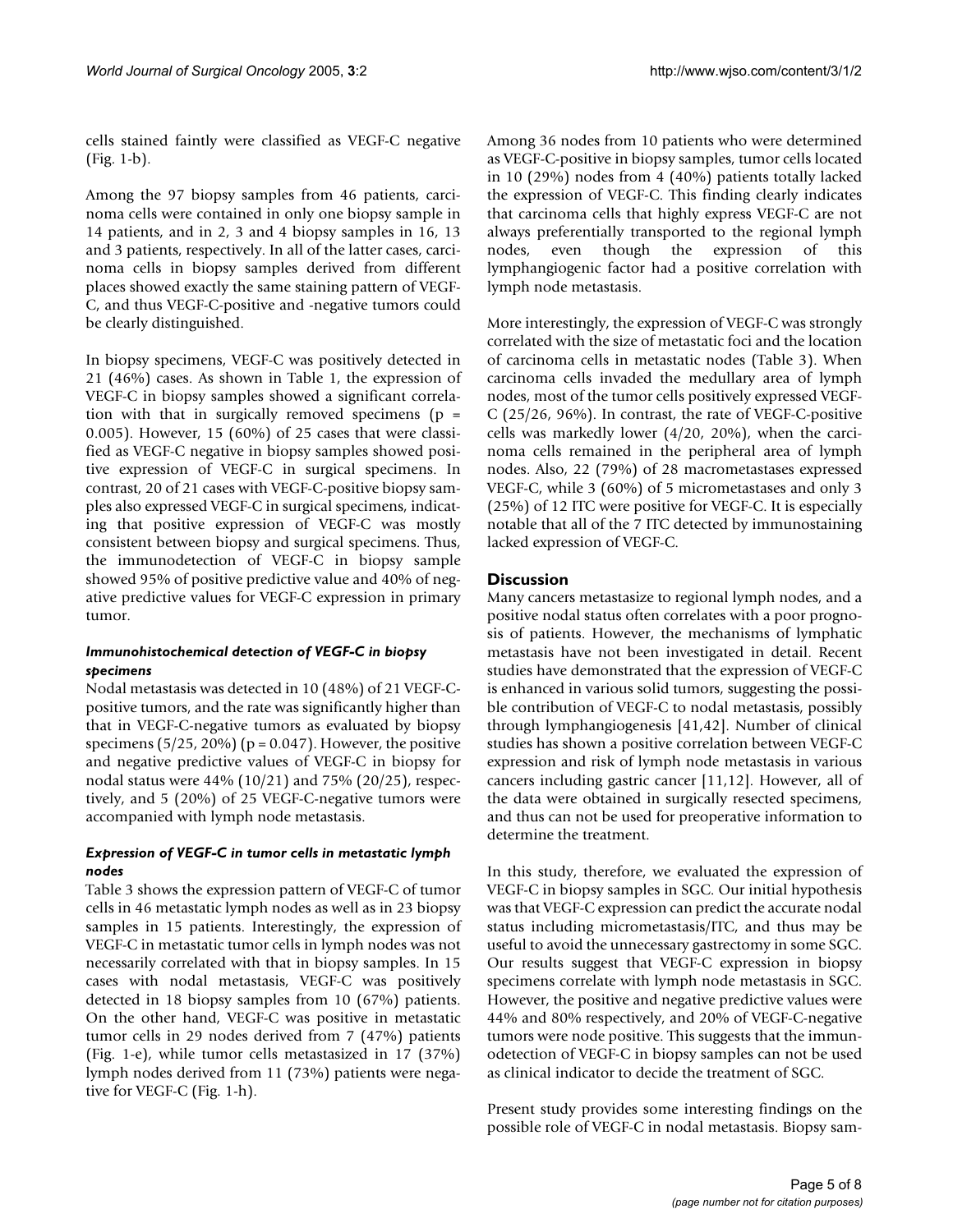cells stained faintly were classified as VEGF-C negative (Fig. 1-b).

Among the 97 biopsy samples from 46 patients, carcinoma cells were contained in only one biopsy sample in 14 patients, and in 2, 3 and 4 biopsy samples in 16, 13 and 3 patients, respectively. In all of the latter cases, carcinoma cells in biopsy samples derived from different places showed exactly the same staining pattern of VEGF-C, and thus VEGF-C-positive and -negative tumors could be clearly distinguished.

In biopsy specimens, VEGF-C was positively detected in 21 (46%) cases. As shown in Table 1, the expression of VEGF-C in biopsy samples showed a significant correlation with that in surgically removed specimens (p = 0.005). However, 15 (60%) of 25 cases that were classified as VEGF-C negative in biopsy samples showed positive expression of VEGF-C in surgical specimens. In contrast, 20 of 21 cases with VEGF-C-positive biopsy samples also expressed VEGF-C in surgical specimens, indicating that positive expression of VEGF-C was mostly consistent between biopsy and surgical specimens. Thus, the immunodetection of VEGF-C in biopsy sample showed 95% of positive predictive value and 40% of negative predictive values for VEGF-C expression in primary tumor.

### *Immunohistochemical detection of VEGF-C in biopsy specimens*

Nodal metastasis was detected in 10 (48%) of 21 VEGF-C-positive tumors, and the rate was significantly higher than that in VEGF-C-negative tumors as evaluated by biopsy specimens (5/25, 20%) (p = 0.047). However, the positive and negative predictive values of VEGF-C in biopsy for nodal status were 44% (10/21) and 75% (20/25), respectively, and 5 (20%) of 25 VEGF-C-negative tumors were accompanied with lymph node metastasis.

### *Expression of VEGF-C in tumor cells in metastatic lymph nodes*

Table 3 shows the expression pattern of VEGF-C of tumor cells in 46 metastatic lymph nodes as well as in 23 biopsy samples in 15 patients. Interestingly, the expression of VEGF-C in metastatic tumor cells in lymph nodes was not necessarily correlated with that in biopsy samples. In 15 cases with nodal metastasis, VEGF-C was positively detected in 18 biopsy samples from 10 (67%) patients. On the other hand, VEGF-C was positive in metastatic tumor cells in 29 nodes derived from 7 (47%) patients (Fig. 1-e), while tumor cells metastasized in 17 (37%) lymph nodes derived from 11 (73%) patients were negative for VEGF-C (Fig. 1-h).

Among 36 nodes from 10 patients who were determined as VEGF-C-positive in biopsy samples, tumor cells located in 10 (29%) nodes from 4 (40%) patients totally lacked the expression of VEGF-C. This finding clearly indicates that carcinoma cells that highly express VEGF-C are not always preferentially transported to the regional lymph nodes, even though the expression of this lymphangiogenic factor had a positive correlation with lymph node metastasis.

More interestingly, the expression of VEGF-C was strongly correlated with the size of metastatic foci and the location of carcinoma cells in metastatic nodes (Table 3). When carcinoma cells invaded the medullary area of lymph nodes, most of the tumor cells positively expressed VEGF-C (25/26, 96%). In contrast, the rate of VEGF-C-positive cells was markedly lower (4/20, 20%), when the carcinoma cells remained in the peripheral area of lymph nodes. Also, 22 (79%) of 28 macrometastases expressed VEGF-C, while 3 (60%) of 5 micrometastases and only 3 (25%) of 12 ITC were positive for VEGF-C. It is especially notable that all of the 7 ITC detected by immunostaining lacked expression of VEGF-C.

## Discussion

Many cancers metastasize to regional lymph nodes, and a positive nodal status often correlates with a poor prognosis of patients. However, the mechanisms of lymphatic metastasis have not been investigated in detail. Recent studies have demonstrated that the expression of VEGF-C is enhanced in various solid tumors, suggesting the possible contribution of VEGF-C to nodal metastasis, possibly through lymphangiogenesis [41,42]. Number of clinical studies has shown a positive correlation between VEGF-C expression and risk of lymph node metastasis in various cancers including gastric cancer [11,12]. However, all of the data were obtained in surgically resected specimens, and thus can not be used for preoperative information to determine the treatment.

In this study, therefore, we evaluated the expression of VEGF-C in biopsy samples in SGC. Our initial hypothesis was that VEGF-C expression can predict the accurate nodal status including micrometastasis/ITC, and thus may be useful to avoid the unnecessary gastrectomy in some SGC. Our results suggest that VEGF-C expression in biopsy specimens correlate with lymph node metastasis in SGC. However, the positive and negative predictive values were 44% and 80% respectively, and 20% of VEGF-C-negative tumors were node positive. This suggests that the immunodetection of VEGF-C in biopsy samples can not be used as clinical indicator to decide the treatment of SGC.

Present study provides some interesting findings on the possible role of VEGF-C in nodal metastasis. Biopsy sam-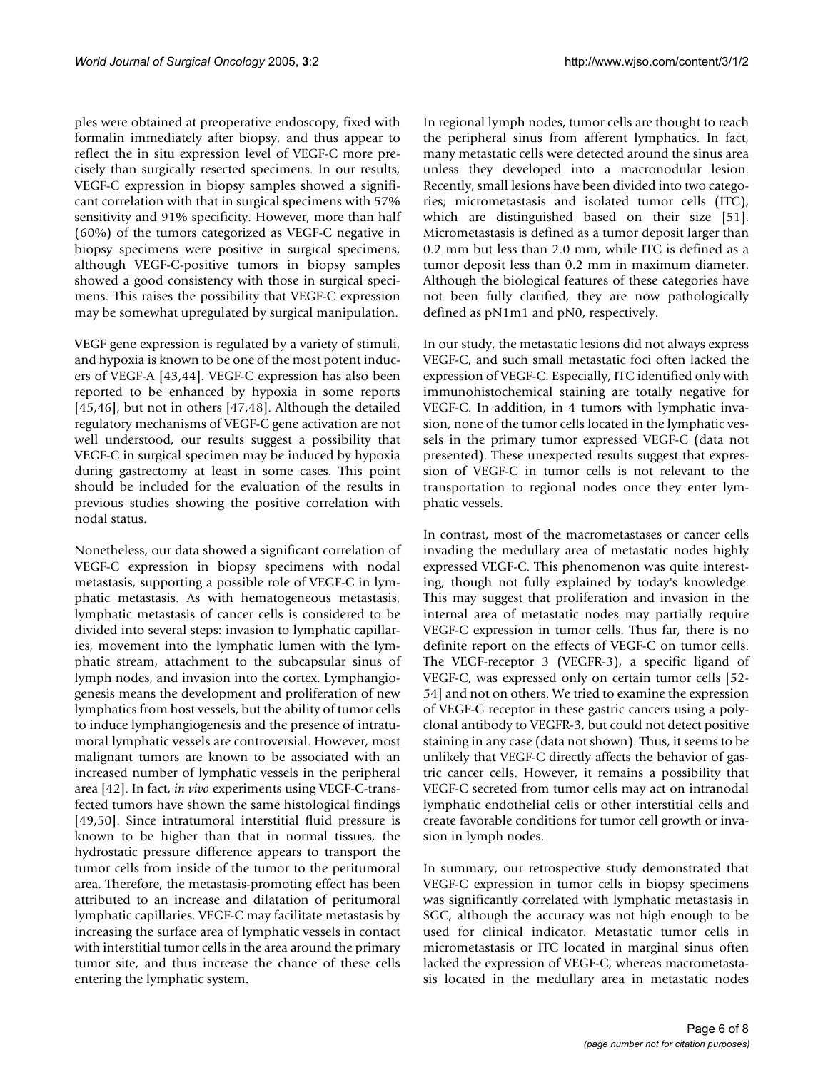ples were obtained at preoperative endoscopy, fixed with formalin immediately after biopsy, and thus appear to reflect the in situ expression level of VEGF-C more precisely than surgically resected specimens. In our results, VEGF-C expression in biopsy samples showed a significant correlation with that in surgical specimens with 57% sensitivity and 91% specificity. However, more than half (60%) of the tumors categorized as VEGF-C negative in biopsy specimens were positive in surgical specimens, although VEGF-C-positive tumors in biopsy samples showed a good consistency with those in surgical specimens. This raises the possibility that VEGF-C expression may be somewhat upregulated by surgical manipulation.

VEGF gene expression is regulated by a variety of stimuli, and hypoxia is known to be one of the most potent inducers of VEGF-A [43,44]. VEGF-C expression has also been reported to be enhanced by hypoxia in some reports [45,46], but not in others [47,48]. Although the detailed regulatory mechanisms of VEGF-C gene activation are not well understood, our results suggest a possibility that VEGF-C in surgical specimen may be induced by hypoxia during gastrectomy at least in some cases. This point should be included for the evaluation of the results in previous studies showing the positive correlation with nodal status.

Nonetheless, our data showed a significant correlation of VEGF-C expression in biopsy specimens with nodal metastasis, supporting a possible role of VEGF-C in lymphatic metastasis. As with hematogeneous metastasis, lymphatic metastasis of cancer cells is considered to be divided into several steps: invasion to lymphatic capillaries, movement into the lymphatic lumen with the lymphatic stream, attachment to the subcapsular sinus of lymph nodes, and invasion into the cortex. Lymphangiogenesis means the development and proliferation of new lymphatics from host vessels, but the ability of tumor cells to induce lymphangiogenesis and the presence of intratumoral lymphatic vessels are controversial. However, most malignant tumors are known to be associated with an increased number of lymphatic vessels in the peripheral area [42]. In fact, *in vivo* experiments using VEGF-C-transfected tumors have shown the same histological findings [49,50]. Since intratumoral interstitial fluid pressure is known to be higher than that in normal tissues, the hydrostatic pressure difference appears to transport the tumor cells from inside of the tumor to the peritumoral area. Therefore, the metastasis-promoting effect has been attributed to an increase and dilatation of peritumoral lymphatic capillaries. VEGF-C may facilitate metastasis by increasing the surface area of lymphatic vessels in contact with interstitial tumor cells in the area around the primary tumor site, and thus increase the chance of these cells entering the lymphatic system.

In regional lymph nodes, tumor cells are thought to reach the peripheral sinus from afferent lymphatics. In fact, many metastatic cells were detected around the sinus area unless they developed into a macronodular lesion. Recently, small lesions have been divided into two categories; micrometastasis and isolated tumor cells (ITC), which are distinguished based on their size [51]. Micrometastasis is defined as a tumor deposit larger than 0.2 mm but less than 2.0 mm, while ITC is defined as a tumor deposit less than 0.2 mm in maximum diameter. Although the biological features of these categories have not been fully clarified, they are now pathologically defined as pN1m1 and pN0, respectively.

In our study, the metastatic lesions did not always express VEGF-C, and such small metastatic foci often lacked the expression of VEGF-C. Especially, ITC identified only with immunohistochemical staining are totally negative for VEGF-C. In addition, in 4 tumors with lymphatic invasion, none of the tumor cells located in the lymphatic vessels in the primary tumor expressed VEGF-C (data not presented). These unexpected results suggest that expression of VEGF-C in tumor cells is not relevant to the transportation to regional nodes once they enter lymphatic vessels.

In contrast, most of the macrometastases or cancer cells invading the medullary area of metastatic nodes highly expressed VEGF-C. This phenomenon was quite interesting, though not fully explained by today's knowledge. This may suggest that proliferation and invasion in the internal area of metastatic nodes may partially require VEGF-C expression in tumor cells. Thus far, there is no definite report on the effects of VEGF-C on tumor cells. The VEGF-receptor 3 (VEGFR-3), a specific ligand of VEGF-C, was expressed only on certain tumor cells [52-54] and not on others. We tried to examine the expression of VEGF-C receptor in these gastric cancers using a polyclonal antibody to VEGFR-3, but could not detect positive staining in any case (data not shown). Thus, it seems to be unlikely that VEGF-C directly affects the behavior of gastric cancer cells. However, it remains a possibility that VEGF-C secreted from tumor cells may act on intranodal lymphatic endothelial cells or other interstitial cells and create favorable conditions for tumor cell growth or invasion in lymph nodes.

In summary, our retrospective study demonstrated that VEGF-C expression in tumor cells in biopsy specimens was significantly correlated with lymphatic metastasis in SGC, although the accuracy was not high enough to be used for clinical indicator. Metastatic tumor cells in micrometastasis or ITC located in marginal sinus often lacked the expression of VEGF-C, whereas macrometastasis located in the medullary area in metastatic nodes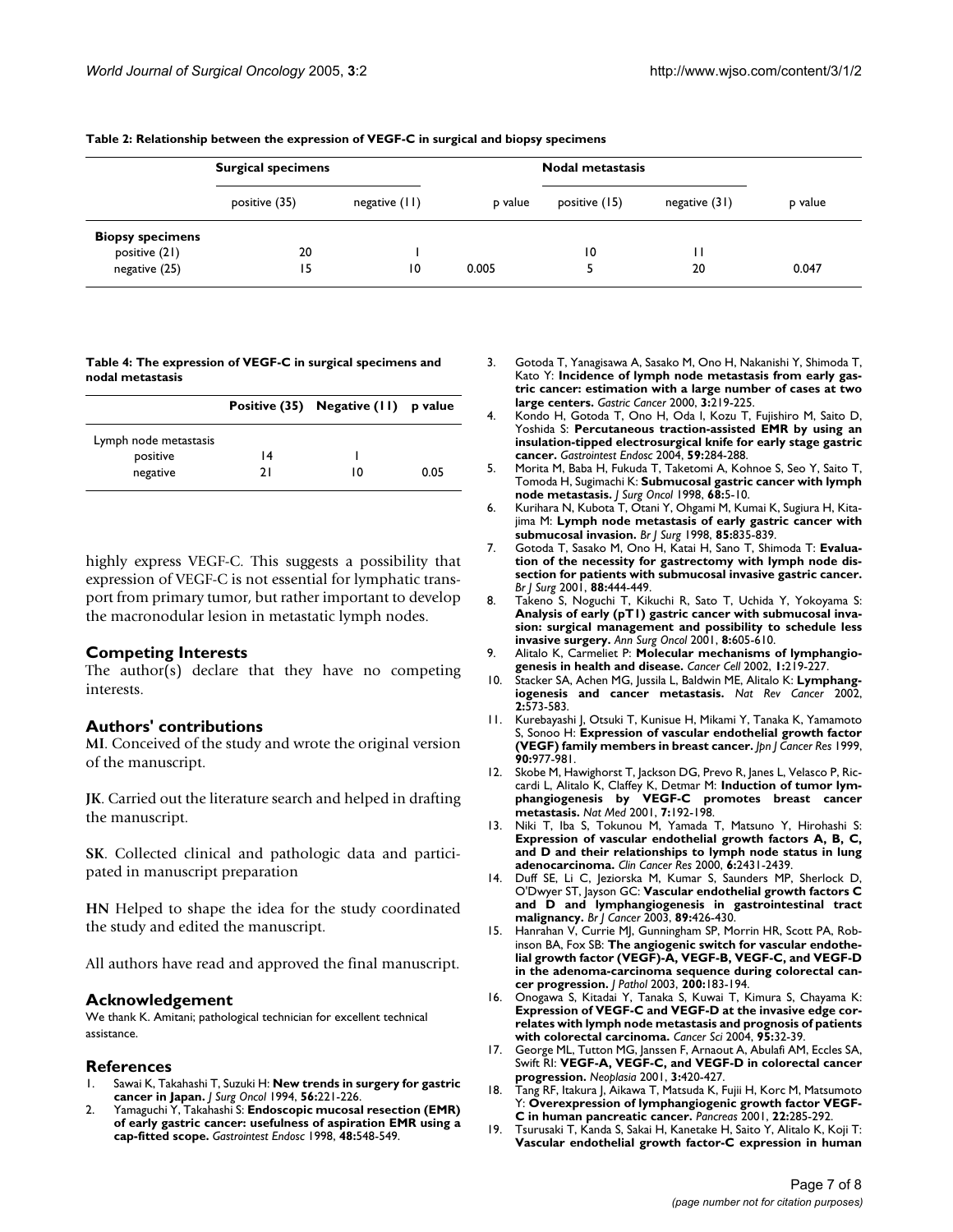**Table 2: Relationship between the expression of VEGF-C in surgical and biopsy specimens**

| | Surgical specimens | | | Nodal metastasis | | |
|---|---|---|---|---|---|---|
| | positive (35) | negative (11) | p value | positive (15) | negative (31) | p value |
| **Biopsy specimens** | | | | | | |
| positive (21) | 20 | 1 | | 10 | 11 | |
| negative (25) | 15 | 10 | 0.005 | 5 | 20 | 0.047 |

**Table 4: The expression of VEGF-C in surgical specimens and nodal metastasis**

| | Positive (35) | Negative (11) | p value |
|---|---|---|---|
| Lymph node metastasis | | | |
| positive | 14 | 1 | |
| negative | 21 | 10 | 0.05 |

highly express VEGF-C. This suggests a possibility that expression of VEGF-C is not essential for lymphatic transport from primary tumor, but rather important to develop the macronodular lesion in metastatic lymph nodes.

## Competing Interests

The author(s) declare that they have no competing interests.

## Authors' contributions

**MI**. Conceived of the study and wrote the original version of the manuscript.

**JK**. Carried out the literature search and helped in drafting the manuscript.

**SK**. Collected clinical and pathologic data and participated in manuscript preparation

**HN** Helped to shape the idea for the study coordinated the study and edited the manuscript.

All authors have read and approved the final manuscript.

## Acknowledgement

We thank K. Amitani; pathological technician for excellent technical assistance.

## References

1. Sawai K, Takahashi T, Suzuki H: **New trends in surgery for gastric cancer in Japan.** *J Surg Oncol* 1994, **56:**221-226.
2. Yamaguchi Y, Takahashi S: **Endoscopic mucosal resection (EMR) of early gastric cancer: usefulness of aspiration EMR using a cap-fitted scope.** *Gastrointest Endosc* 1998, **48:**548-549.
3. Gotoda T, Yanagisawa A, Sasako M, Ono H, Nakanishi Y, Shimoda T, Kato Y: **Incidence of lymph node metastasis from early gastric cancer: estimation with a large number of cases at two large centers.** *Gastric Cancer* 2000, **3:**219-225.
4. Kondo H, Gotoda T, Ono H, Oda I, Kozu T, Fujishiro M, Saito D, Yoshida S: **Percutaneous traction-assisted EMR by using an insulation-tipped electrosurgical knife for early stage gastric cancer.** *Gastrointest Endosc* 2004, **59:**284-288.
5. Morita M, Baba H, Fukuda T, Taketomi A, Kohnoe S, Seo Y, Saito T, Tomoda H, Sugimachi K: **Submucosal gastric cancer with lymph node metastasis.** *J Surg Oncol* 1998, **68:**5-10.
6. Kurihara N, Kubota T, Otani Y, Ohgami M, Kumai K, Sugiura H, Kitajima M: **Lymph node metastasis of early gastric cancer with submucosal invasion.** *Br J Surg* 1998, **85:**835-839.
7. Gotoda T, Sasako M, Ono H, Katai H, Sano T, Shimoda T: **Evaluation of the necessity for gastrectomy with lymph node dissection for patients with submucosal invasive gastric cancer.** *Br J Surg* 2001, **88:**444-449.
8. Takeno S, Noguchi T, Kikuchi R, Sato T, Uchida Y, Yokoyama S: **Analysis of early (pT1) gastric cancer with submucosal invasion: surgical management and possibility to schedule less invasive surgery.** *Ann Surg Oncol* 2001, **8:**605-610.
9. Alitalo K, Carmeliet P: **Molecular mechanisms of lymphangiogenesis in health and disease.** *Cancer Cell* 2002, **1:**219-227.
10. Stacker SA, Achen MG, Jussila L, Baldwin ME, Alitalo K: **Lymphangiogenesis and cancer metastasis.** *Nat Rev Cancer* 2002, **2:**573-583.
11. Kurebayashi J, Otsuki T, Kunisue H, Mikami Y, Tanaka K, Yamamoto S, Sonoo H: **Expression of vascular endothelial growth factor (VEGF) family members in breast cancer.** *Jpn J Cancer Res* 1999, **90:**977-981.
12. Skobe M, Hawighorst T, Jackson DG, Prevo R, Janes L, Velasco P, Riccardi L, Alitalo K, Claffey K, Detmar M: **Induction of tumor lymphangiogenesis by VEGF-C promotes breast cancer metastasis.** *Nat Med* 2001, **7:**192-198.
13. Niki T, Iba S, Tokunou M, Yamada T, Matsuno Y, Hirohashi S: **Expression of vascular endothelial growth factors A, B, C, and D and their relationships to lymph node status in lung adenocarcinoma.** *Clin Cancer Res* 2000, **6:**2431-2439.
14. Duff SE, Li C, Jeziorska M, Kumar S, Saunders MP, Sherlock D, O'Dwyer ST, Jayson GC: **Vascular endothelial growth factors C and D and lymphangiogenesis in gastrointestinal tract malignancy.** *Br J Cancer* 2003, **89:**426-430.
15. Hanrahan V, Currie MJ, Gunningham SP, Morrin HR, Scott PA, Robinson BA, Fox SB: **The angiogenic switch for vascular endothelial growth factor (VEGF)-A, VEGF-B, VEGF-C, and VEGF-D in the adenoma-carcinoma sequence during colorectal cancer progression.** *J Pathol* 2003, **200:**183-194.
16. Onogawa S, Kitadai Y, Tanaka S, Kuwai T, Kimura S, Chayama K: **Expression of VEGF-C and VEGF-D at the invasive edge correlates with lymph node metastasis and prognosis of patients with colorectal carcinoma.** *Cancer Sci* 2004, **95:**32-39.
17. George ML, Tutton MG, Janssen F, Arnaout A, Abulafi AM, Eccles SA, Swift RI: **VEGF-A, VEGF-C, and VEGF-D in colorectal cancer progression.** *Neoplasia* 2001, **3:**420-427.
18. Tang RF, Itakura J, Aikawa T, Matsuda K, Fujii H, Korc M, Matsumoto Y: **Overexpression of lymphangiogenic growth factor VEGF-C in human pancreatic cancer.** *Pancreas* 2001, **22:**285-292.
19. Tsurusaki T, Kanda S, Sakai H, Kanetake H, Saito Y, Alitalo K, Koji T: **Vascular endothelial growth factor-C expression in human**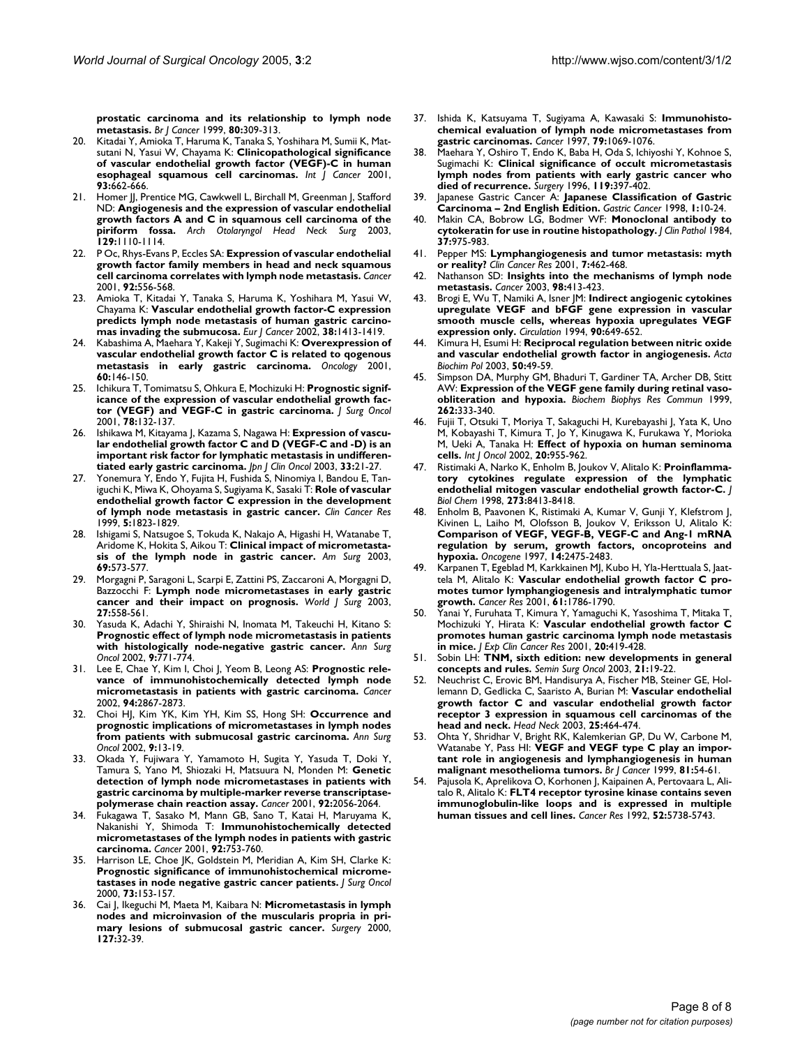**prostatic carcinoma and its relationship to lymph node metastasis.** *Br J Cancer* 1999, **80:**309-313.

20. Kitadai Y, Amioka T, Haruma K, Tanaka S, Yoshihara M, Sumii K, Matsutani N, Yasui W, Chayama K: **Clinicopathological significance of vascular endothelial growth factor (VEGF)-C in human esophageal squamous cell carcinomas.** *Int J Cancer* 2001, **93:**662-666.
21. Homer JJ, Prentice MG, Cawkwell L, Birchall M, Greenman J, Stafford ND: **Angiogenesis and the expression of vascular endothelial growth factors A and C in squamous cell carcinoma of the piriform fossa.** *Arch Otolaryngol Head Neck Surg* 2003, **129:**1110-1114.
22. P Oc, Rhys-Evans P, Eccles SA: **Expression of vascular endothelial growth factor family members in head and neck squamous cell carcinoma correlates with lymph node metastasis.** *Cancer* 2001, **92:**556-568.
23. Amioka T, Kitadai Y, Tanaka S, Haruma K, Yoshihara M, Yasui W, Chayama K: **Vascular endothelial growth factor-C expression predicts lymph node metastasis of human gastric carcinomas invading the submucosa.** *Eur J Cancer* 2002, **38:**1413-1419.
24. Kabashima A, Maehara Y, Kakeji Y, Sugimachi K: **Overexpression of vascular endothelial growth factor C is related to qogenous metastasis in early gastric carcinoma.** *Oncology* 2001, **60:**146-150.
25. Ichikura T, Tomimatsu S, Ohkura E, Mochizuki H: **Prognostic significance of the expression of vascular endothelial growth factor (VEGF) and VEGF-C in gastric carcinoma.** *J Surg Oncol* 2001, **78:**132-137.
26. Ishikawa M, Kitayama J, Kazama S, Nagawa H: **Expression of vascular endothelial growth factor C and D (VEGF-C and -D) is an important risk factor for lymphatic metastasis in undifferentiated early gastric carcinoma.** *Jpn J Clin Oncol* 2003, **33:**21-27.
27. Yonemura Y, Endo Y, Fujita H, Fushida S, Ninomiya I, Bandou E, Taniguchi K, Miwa K, Ohoyama S, Sugiyama K, Sasaki T: **Role of vascular endothelial growth factor C expression in the development of lymph node metastasis in gastric cancer.** *Clin Cancer Res* 1999, **5:**1823-1829.
28. Ishigami S, Natsugoe S, Tokuda K, Nakajo A, Higashi H, Watanabe T, Aridome K, Hokita S, Aikou T: **Clinical impact of micrometastasis of the lymph node in gastric cancer.** *Am Surg* 2003, **69:**573-577.
29. Morgagni P, Saragoni L, Scarpi E, Zattini PS, Zaccaroni A, Morgagni D, Bazzocchi F: **Lymph node micrometastases in early gastric cancer and their impact on prognosis.** *World J Surg* 2003, **27:**558-561.
30. Yasuda K, Adachi Y, Shiraishi N, Inomata M, Takeuchi H, Kitano S: **Prognostic effect of lymph node micrometastasis in patients with histologically node-negative gastric cancer.** *Ann Surg Oncol* 2002, **9:**771-774.
31. Lee E, Chae Y, Kim I, Choi J, Yeom B, Leong AS: **Prognostic relevance of immunohistochemically detected lymph node micrometastasis in patients with gastric carcinoma.** *Cancer* 2002, **94:**2867-2873.
32. Choi HJ, Kim YK, Kim YH, Kim SS, Hong SH: **Occurrence and prognostic implications of micrometastases in lymph nodes from patients with submucosal gastric carcinoma.** *Ann Surg Oncol* 2002, **9:**13-19.
33. Okada Y, Fujiwara Y, Yamamoto H, Sugita Y, Yasuda T, Doki Y, Tamura S, Yano M, Shiozaki H, Matsuura N, Monden M: **Genetic detection of lymph node micrometastases in patients with gastric carcinoma by multiple-marker reverse transcriptase-polymerase chain reaction assay.** *Cancer* 2001, **92:**2056-2064.
34. Fukagawa T, Sasako M, Mann GB, Sano T, Katai H, Maruyama K, Nakanishi Y, Shimoda T: **Immunohistochemically detected micrometastases of the lymph nodes in patients with gastric carcinoma.** *Cancer* 2001, **92:**753-760.
35. Harrison LE, Choe JK, Goldstein M, Meridian A, Kim SH, Clarke K: **Prognostic significance of immunohistochemical micrometastases in node negative gastric cancer patients.** *J Surg Oncol* 2000, **73:**153-157.
36. Cai J, Ikeguchi M, Maeta M, Kaibara N: **Micrometastasis in lymph nodes and microinvasion of the muscularis propria in primary lesions of submucosal gastric cancer.** *Surgery* 2000, **127:**32-39.
37. Ishida K, Katsuyama T, Sugiyama A, Kawasaki S: **Immunohistochemical evaluation of lymph node micrometastases from gastric carcinomas.** *Cancer* 1997, **79:**1069-1076.
38. Maehara Y, Oshiro T, Endo K, Baba H, Oda S, Ichiyoshi Y, Kohnoe S, Sugimachi K: **Clinical significance of occult micrometastasis lymph nodes from patients with early gastric cancer who died of recurrence.** *Surgery* 1996, **119:**397-402.
39. Japanese Gastric Cancer A: **Japanese Classification of Gastric Carcinoma – 2nd English Edition.** *Gastric Cancer* 1998, **1:**10-24.
40. Makin CA, Bobrow LG, Bodmer WF: **Monoclonal antibody to cytokeratin for use in routine histopathology.** *J Clin Pathol* 1984, **37:**975-983.
41. Pepper MS: **Lymphangiogenesis and tumor metastasis: myth or reality?** *Clin Cancer Res* 2001, **7:**462-468.
42. Nathanson SD: **Insights into the mechanisms of lymph node metastasis.** *Cancer* 2003, **98:**413-423.
43. Brogi E, Wu T, Namiki A, Isner JM: **Indirect angiogenic cytokines upregulate VEGF and bFGF gene expression in vascular smooth muscle cells, whereas hypoxia upregulates VEGF expression only.** *Circulation* 1994, **90:**649-652.
44. Kimura H, Esumi H: **Reciprocal regulation between nitric oxide and vascular endothelial growth factor in angiogenesis.** *Acta Biochim Pol* 2003, **50:**49-59.
45. Simpson DA, Murphy GM, Bhaduri T, Gardiner TA, Archer DB, Stitt AW: **Expression of the VEGF gene family during retinal vaso-obliteration and hypoxia.** *Biochem Biophys Res Commun* 1999, **262:**333-340.
46. Fujii T, Otsuki T, Moriya T, Sakaguchi H, Kurebayashi J, Yata K, Uno M, Kobayashi T, Kimura T, Jo Y, Kinugawa K, Furukawa Y, Morioka M, Ueki A, Tanaka H: **Effect of hypoxia on human seminoma cells.** *Int J Oncol* 2002, **20:**955-962.
47. Ristimaki A, Narko K, Enholm B, Joukov V, Alitalo K: **Proinflammatory cytokines regulate expression of the lymphatic endothelial mitogen vascular endothelial growth factor-C.** *J Biol Chem* 1998, **273:**8413-8418.
48. Enholm B, Paavonen K, Ristimaki A, Kumar V, Gunji Y, Klefstrom J, Kivinen L, Laiho M, Olofsson B, Joukov V, Eriksson U, Alitalo K: **Comparison of VEGF, VEGF-B, VEGF-C and Ang-1 mRNA regulation by serum, growth factors, oncoproteins and hypoxia.** *Oncogene* 1997, **14:**2475-2483.
49. Karpanen T, Egeblad M, Karkkainen MJ, Kubo H, Yla-Herttuala S, Jaattela M, Alitalo K: **Vascular endothelial growth factor C promotes tumor lymphangiogenesis and intralymphatic tumor growth.** *Cancer Res* 2001, **61:**1786-1790.
50. Yanai Y, Furuhata T, Kimura Y, Yamaguchi K, Yasoshima T, Mitaka T, Mochizuki Y, Hirata K: **Vascular endothelial growth factor C promotes human gastric carcinoma lymph node metastasis in mice.** *J Exp Clin Cancer Res* 2001, **20:**419-428.
51. Sobin LH: **TNM, sixth edition: new developments in general concepts and rules.** *Semin Surg Oncol* 2003, **21:**19-22.
52. Neuchrist C, Erovic BM, Handisurya A, Fischer MB, Steiner GE, Hollemann D, Gedlicka C, Saaristo A, Burian M: **Vascular endothelial growth factor C and vascular endothelial growth factor receptor 3 expression in squamous cell carcinomas of the head and neck.** *Head Neck* 2003, **25:**464-474.
53. Ohta Y, Shridhar V, Bright RK, Kalemkerian GP, Du W, Carbone M, Watanabe Y, Pass HI: **VEGF and VEGF type C play an important role in angiogenesis and lymphangiogenesis in human malignant mesothelioma tumors.** *Br J Cancer* 1999, **81:**54-61.
54. Pajusola K, Aprelikova O, Korhonen J, Kaipainen A, Pertovaara L, Alitalo R, Alitalo K: **FLT4 receptor tyrosine kinase contains seven immunoglobulin-like loops and is expressed in multiple human tissues and cell lines.** *Cancer Res* 1992, **52:**5738-5743.